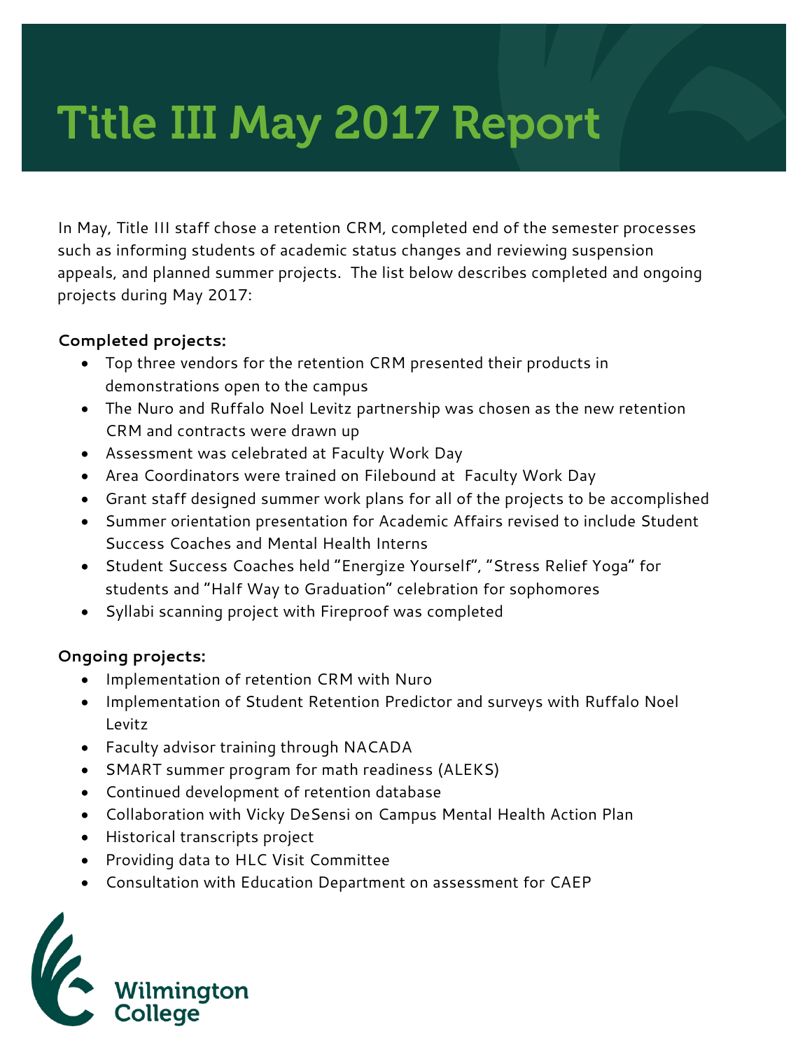# Title III May 2017 Report

In May, Title III staff chose a retention CRM, completed end of the semester processes such as informing students of academic status changes and reviewing suspension appeals, and planned summer projects. The list below describes completed and ongoing projects during May 2017:

**Completed projects:**

- Top three vendors for the retention CRM presented their products in demonstrations open to the campus
- The Nuro and Ruffalo Noel Levitz partnership was chosen as the new retention CRM and contracts were drawn up
- Assessment was celebrated at Faculty Work Day
- Area Coordinators were trained on Filebound at Faculty Work Day
- Grant staff designed summer work plans for all of the projects to be accomplished
- Summer orientation presentation for Academic Affairs revised to include Student Success Coaches and Mental Health Interns
- Student Success Coaches held "Energize Yourself", "Stress Relief Yoga" for students and "Half Way to Graduation" celebration for sophomores
- Syllabi scanning project with Fireproof was completed

**Ongoing projects:**

- Implementation of retention CRM with Nuro
- Implementation of Student Retention Predictor and surveys with Ruffalo Noel Levitz
- Faculty advisor training through NACADA
- SMART summer program for math readiness (ALEKS)
- Continued development of retention database
- Collaboration with Vicky DeSensi on Campus Mental Health Action Plan
- Historical transcripts project
- Providing data to HLC Visit Committee
- Consultation with Education Department on assessment for CAEP

Wilmington College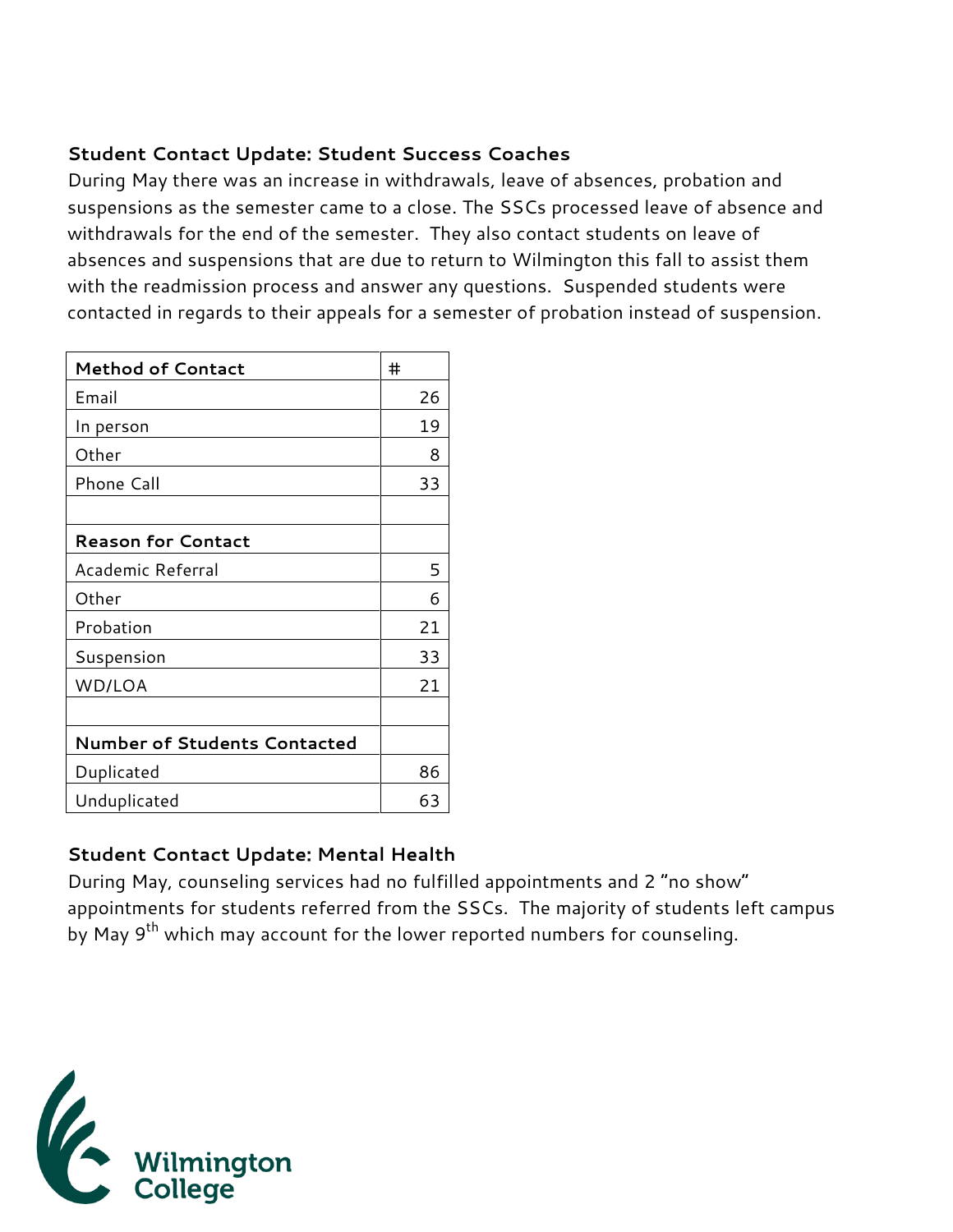### Student Contact Update: Student Success Coaches

During May there was an increase in withdrawals, leave of absences, probation and suspensions as the semester came to a close. The SSCs processed leave of absence and withdrawals for the end of the semester. They also contact students on leave of absences and suspensions that are due to return to Wilmington this fall to assist them with the readmission process and answer any questions. Suspended students were contacted in regards to their appeals for a semester of probation instead of suspension.

| **Method of Contact** | # |
|---|---|
| Email | 26 |
| In person | 19 |
| Other | 8 |
| Phone Call | 33 |
| | |
| **Reason for Contact** | |
| Academic Referral | 5 |
| Other | 6 |
| Probation | 21 |
| Suspension | 33 |
| WD/LOA | 21 |
| | |
| **Number of Students Contacted** | |
| Duplicated | 86 |
| Unduplicated | 63 |

### Student Contact Update: Mental Health

During May, counseling services had no fulfilled appointments and 2 "no show" appointments for students referred from the SSCs. The majority of students left campus by May 9th which may account for the lower reported numbers for counseling.

Wilmington College